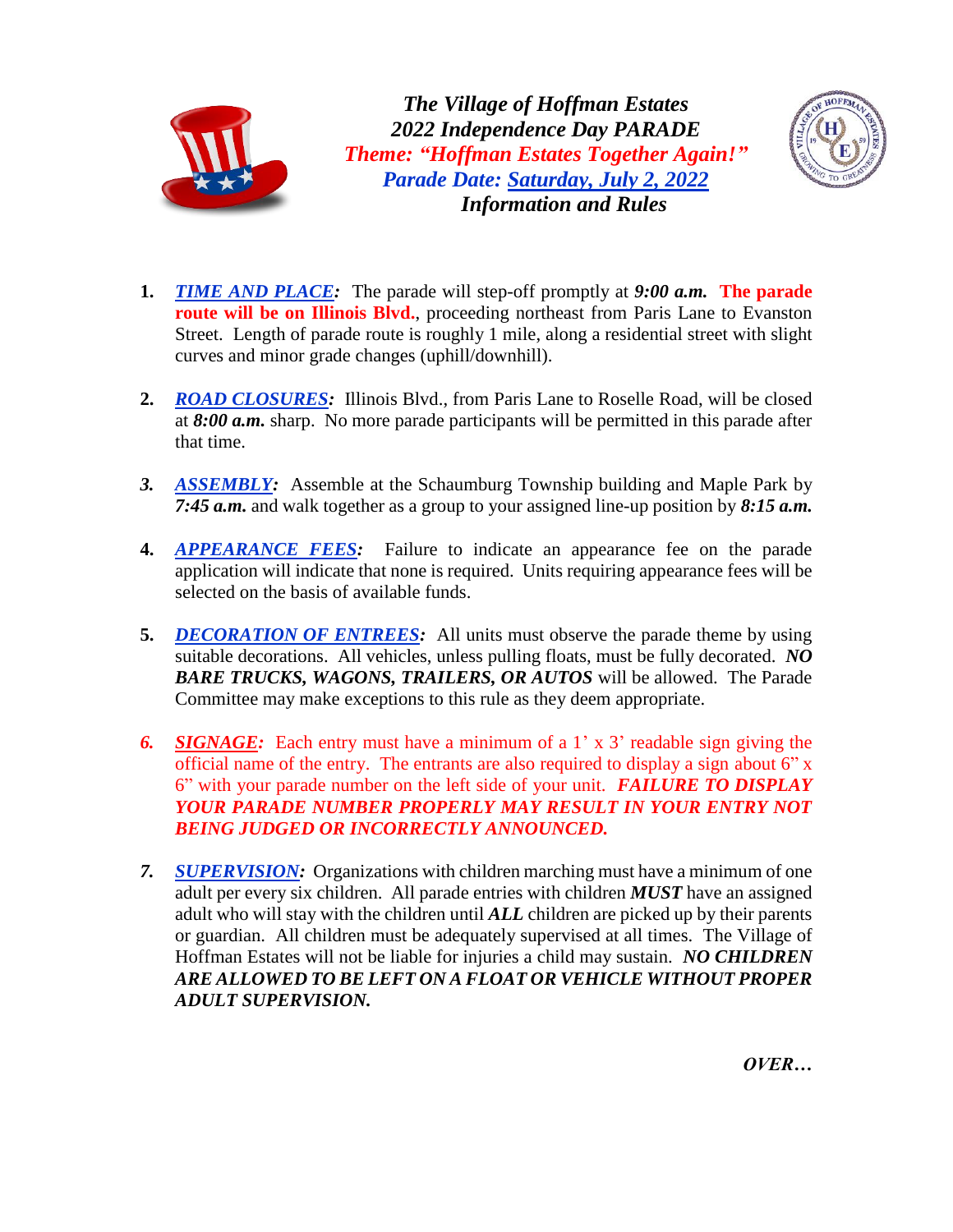# *The Village of Hoffman Estates*
## *2022 Independence Day PARADE*
### *Theme: "Hoffman Estates Together Again!"*
### *Parade Date: Saturday, July 2, 2022*
### *Information and Rules*

1. ***TIME AND PLACE:*** The parade will step-off promptly at ***9:00 a.m.*** **The parade route will be on Illinois Blvd.**, proceeding northeast from Paris Lane to Evanston Street. Length of parade route is roughly 1 mile, along a residential street with slight curves and minor grade changes (uphill/downhill).

2. ***ROAD CLOSURES:*** Illinois Blvd., from Paris Lane to Roselle Road, will be closed at ***8:00 a.m.*** sharp. No more parade participants will be permitted in this parade after that time.

3. ***ASSEMBLY:*** Assemble at the Schaumburg Township building and Maple Park by ***7:45 a.m.*** and walk together as a group to your assigned line-up position by ***8:15 a.m.***

4. ***APPEARANCE FEES:*** Failure to indicate an appearance fee on the parade application will indicate that none is required. Units requiring appearance fees will be selected on the basis of available funds.

5. ***DECORATION OF ENTREES:*** All units must observe the parade theme by using suitable decorations. All vehicles, unless pulling floats, must be fully decorated. ***NO BARE TRUCKS, WAGONS, TRAILERS, OR AUTOS*** will be allowed. The Parade Committee may make exceptions to this rule as they deem appropriate.

6. ***SIGNAGE:*** Each entry must have a minimum of a 1' x 3' readable sign giving the official name of the entry. The entrants are also required to display a sign about 6" x 6" with your parade number on the left side of your unit. ***FAILURE TO DISPLAY YOUR PARADE NUMBER PROPERLY MAY RESULT IN YOUR ENTRY NOT BEING JUDGED OR INCORRECTLY ANNOUNCED.***

7. ***SUPERVISION:*** Organizations with children marching must have a minimum of one adult per every six children. All parade entries with children ***MUST*** have an assigned adult who will stay with the children until ***ALL*** children are picked up by their parents or guardian. All children must be adequately supervised at all times. The Village of Hoffman Estates will not be liable for injuries a child may sustain. ***NO CHILDREN ARE ALLOWED TO BE LEFT ON A FLOAT OR VEHICLE WITHOUT PROPER ADULT SUPERVISION.***

***OVER…***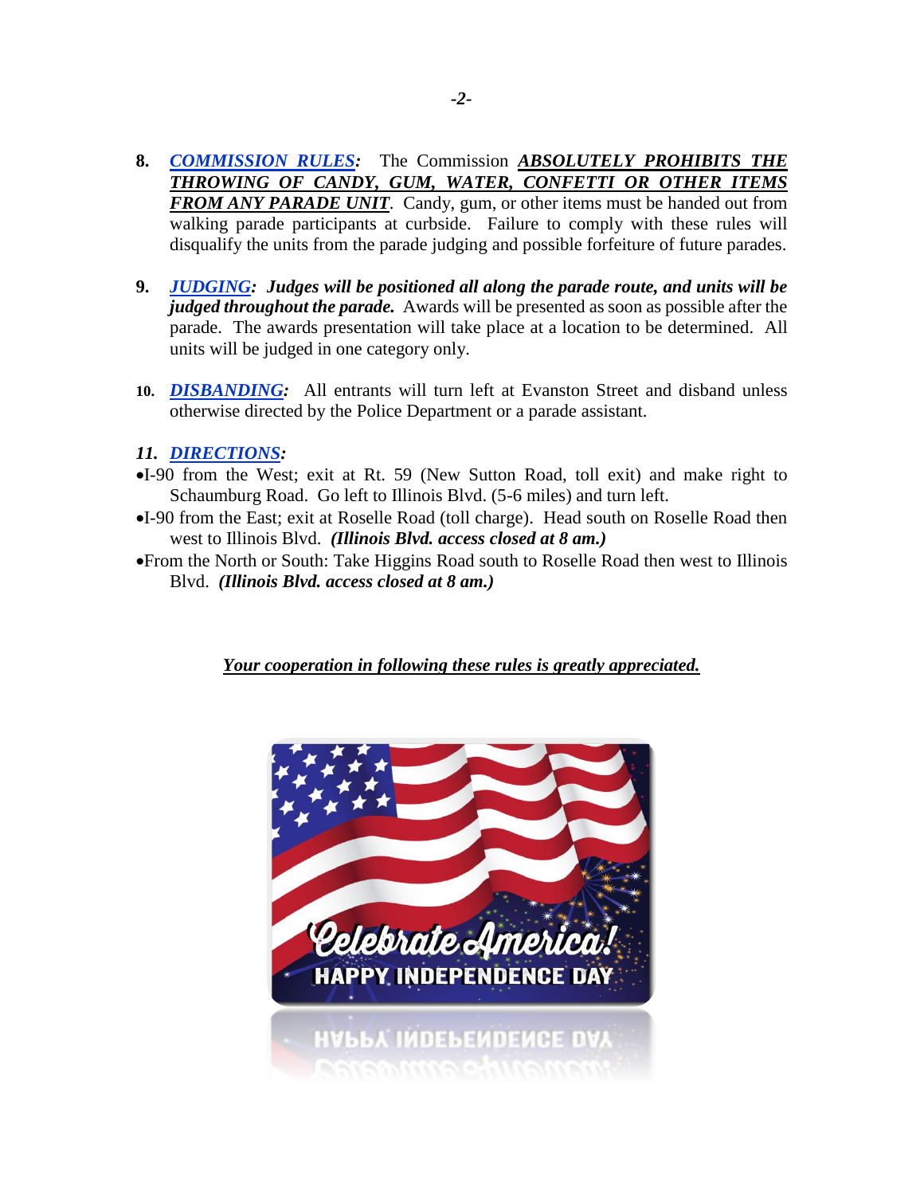8. ***COMMISSION RULES*:** The Commission ***ABSOLUTELY PROHIBITS THE THROWING OF CANDY, GUM, WATER, CONFETTI OR OTHER ITEMS FROM ANY PARADE UNIT***. Candy, gum, or other items must be handed out from walking parade participants at curbside. Failure to comply with these rules will disqualify the units from the parade judging and possible forfeiture of future parades.

9. ***JUDGING*: *Judges will be positioned all along the parade route, and units will be judged throughout the parade.*** Awards will be presented as soon as possible after the parade. The awards presentation will take place at a location to be determined. All units will be judged in one category only.

10. ***DISBANDING*:** All entrants will turn left at Evanston Street and disband unless otherwise directed by the Police Department or a parade assistant.

***11. DIRECTIONS:***

- I-90 from the West; exit at Rt. 59 (New Sutton Road, toll exit) and make right to Schaumburg Road. Go left to Illinois Blvd. (5-6 miles) and turn left.
- I-90 from the East; exit at Roselle Road (toll charge). Head south on Roselle Road then west to Illinois Blvd. ***(Illinois Blvd. access closed at 8 am.)***
- From the North or South: Take Higgins Road south to Roselle Road then west to Illinois Blvd. ***(Illinois Blvd. access closed at 8 am.)***

***Your cooperation in following these rules is greatly appreciated.***